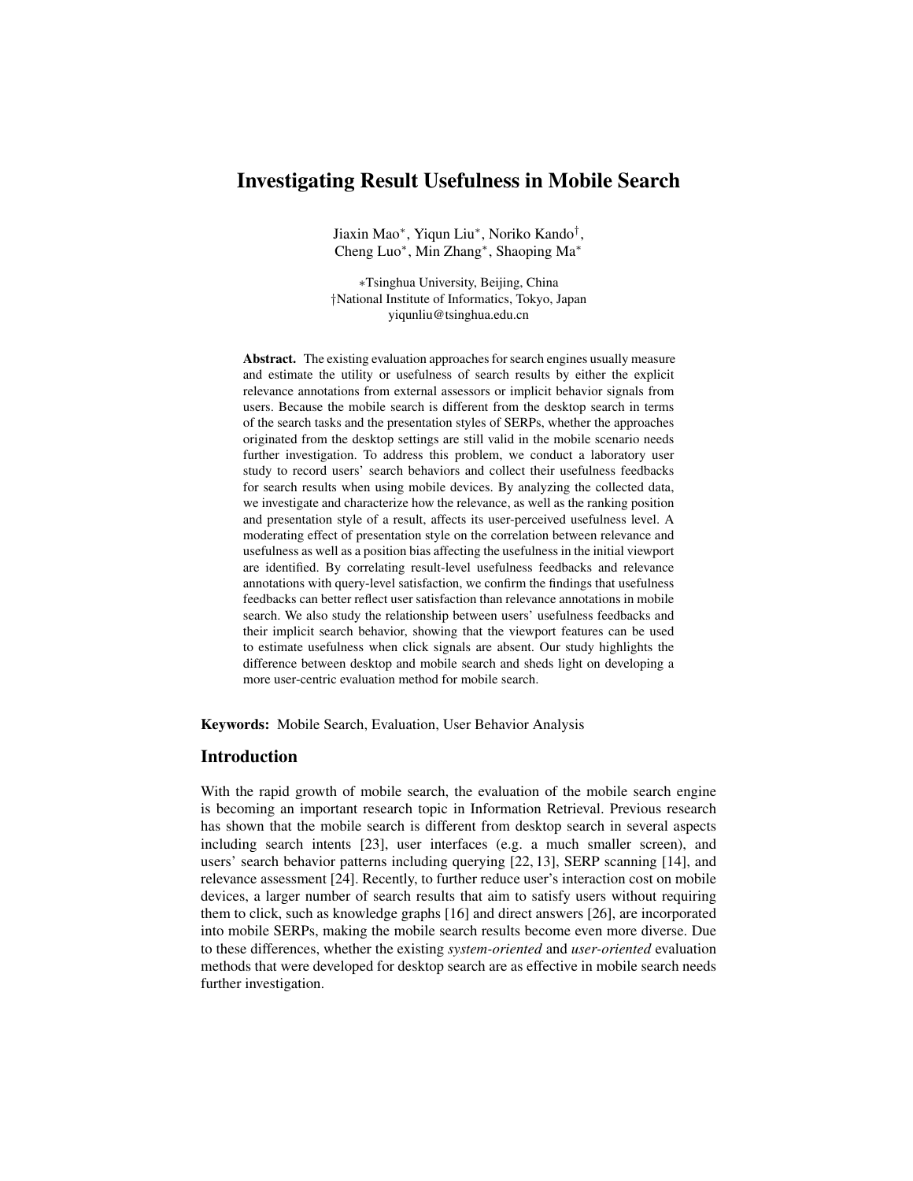# Investigating Result Usefulness in Mobile Search

Jiaxin Mao*, Yiqun Liu*, Noriko Kando†,
Cheng Luo*, Min Zhang*, Shaoping Ma*

*Tsinghua University, Beijing, China
†National Institute of Informatics, Tokyo, Japan
yiqunliu@tsinghua.edu.cn

**Abstract.** The existing evaluation approaches for search engines usually measure and estimate the utility or usefulness of search results by either the explicit relevance annotations from external assessors or implicit behavior signals from users. Because the mobile search is different from the desktop search in terms of the search tasks and the presentation styles of SERPs, whether the approaches originated from the desktop settings are still valid in the mobile scenario needs further investigation. To address this problem, we conduct a laboratory user study to record users' search behaviors and collect their usefulness feedbacks for search results when using mobile devices. By analyzing the collected data, we investigate and characterize how the relevance, as well as the ranking position and presentation style of a result, affects its user-perceived usefulness level. A moderating effect of presentation style on the correlation between relevance and usefulness as well as a position bias affecting the usefulness in the initial viewport are identified. By correlating result-level usefulness feedbacks and relevance annotations with query-level satisfaction, we confirm the findings that usefulness feedbacks can better reflect user satisfaction than relevance annotations in mobile search. We also study the relationship between users' usefulness feedbacks and their implicit search behavior, showing that the viewport features can be used to estimate usefulness when click signals are absent. Our study highlights the difference between desktop and mobile search and sheds light on developing a more user-centric evaluation method for mobile search.

**Keywords:** Mobile Search, Evaluation, User Behavior Analysis

## Introduction

With the rapid growth of mobile search, the evaluation of the mobile search engine is becoming an important research topic in Information Retrieval. Previous research has shown that the mobile search is different from desktop search in several aspects including search intents [23], user interfaces (e.g. a much smaller screen), and users' search behavior patterns including querying [22, 13], SERP scanning [14], and relevance assessment [24]. Recently, to further reduce user's interaction cost on mobile devices, a larger number of search results that aim to satisfy users without requiring them to click, such as knowledge graphs [16] and direct answers [26], are incorporated into mobile SERPs, making the mobile search results become even more diverse. Due to these differences, whether the existing *system-oriented* and *user-oriented* evaluation methods that were developed for desktop search are as effective in mobile search needs further investigation.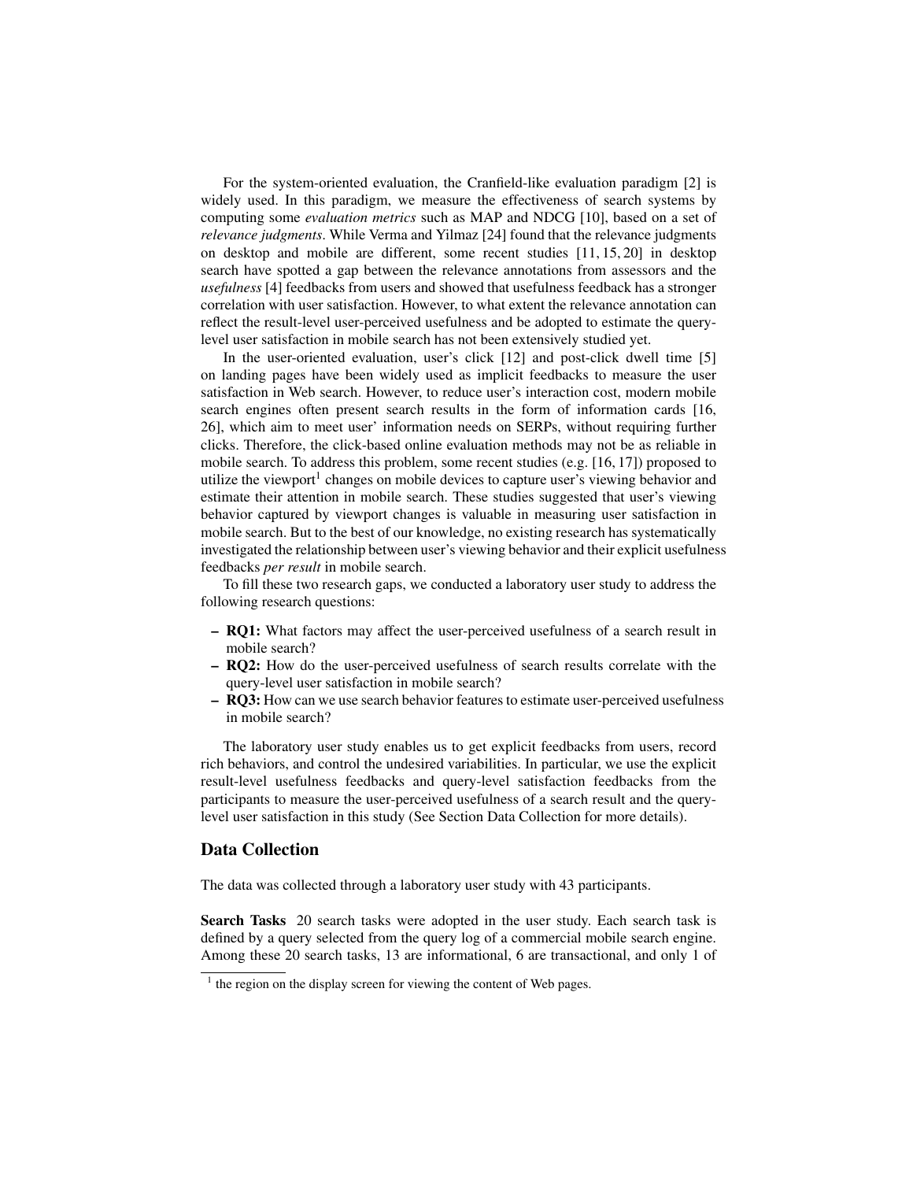For the system-oriented evaluation, the Cranfield-like evaluation paradigm [2] is widely used. In this paradigm, we measure the effectiveness of search systems by computing some *evaluation metrics* such as MAP and NDCG [10], based on a set of *relevance judgments*. While Verma and Yilmaz [24] found that the relevance judgments on desktop and mobile are different, some recent studies [11, 15, 20] in desktop search have spotted a gap between the relevance annotations from assessors and the *usefulness* [4] feedbacks from users and showed that usefulness feedback has a stronger correlation with user satisfaction. However, to what extent the relevance annotation can reflect the result-level user-perceived usefulness and be adopted to estimate the query-level user satisfaction in mobile search has not been extensively studied yet.

In the user-oriented evaluation, user's click [12] and post-click dwell time [5] on landing pages have been widely used as implicit feedbacks to measure the user satisfaction in Web search. However, to reduce user's interaction cost, modern mobile search engines often present search results in the form of information cards [16, 26], which aim to meet user' information needs on SERPs, without requiring further clicks. Therefore, the click-based online evaluation methods may not be as reliable in mobile search. To address this problem, some recent studies (e.g. [16, 17]) proposed to utilize the viewport[1] changes on mobile devices to capture user's viewing behavior and estimate their attention in mobile search. These studies suggested that user's viewing behavior captured by viewport changes is valuable in measuring user satisfaction in mobile search. But to the best of our knowledge, no existing research has systematically investigated the relationship between user's viewing behavior and their explicit usefulness feedbacks *per result* in mobile search.

To fill these two research gaps, we conducted a laboratory user study to address the following research questions:

- **RQ1:** What factors may affect the user-perceived usefulness of a search result in mobile search?
- **RQ2:** How do the user-perceived usefulness of search results correlate with the query-level user satisfaction in mobile search?
- **RQ3:** How can we use search behavior features to estimate user-perceived usefulness in mobile search?

The laboratory user study enables us to get explicit feedbacks from users, record rich behaviors, and control the undesired variabilities. In particular, we use the explicit result-level usefulness feedbacks and query-level satisfaction feedbacks from the participants to measure the user-perceived usefulness of a search result and the query-level user satisfaction in this study (See Section Data Collection for more details).

## Data Collection

The data was collected through a laboratory user study with 43 participants.

**Search Tasks** 20 search tasks were adopted in the user study. Each search task is defined by a query selected from the query log of a commercial mobile search engine. Among these 20 search tasks, 13 are informational, 6 are transactional, and only 1 of

[1] the region on the display screen for viewing the content of Web pages.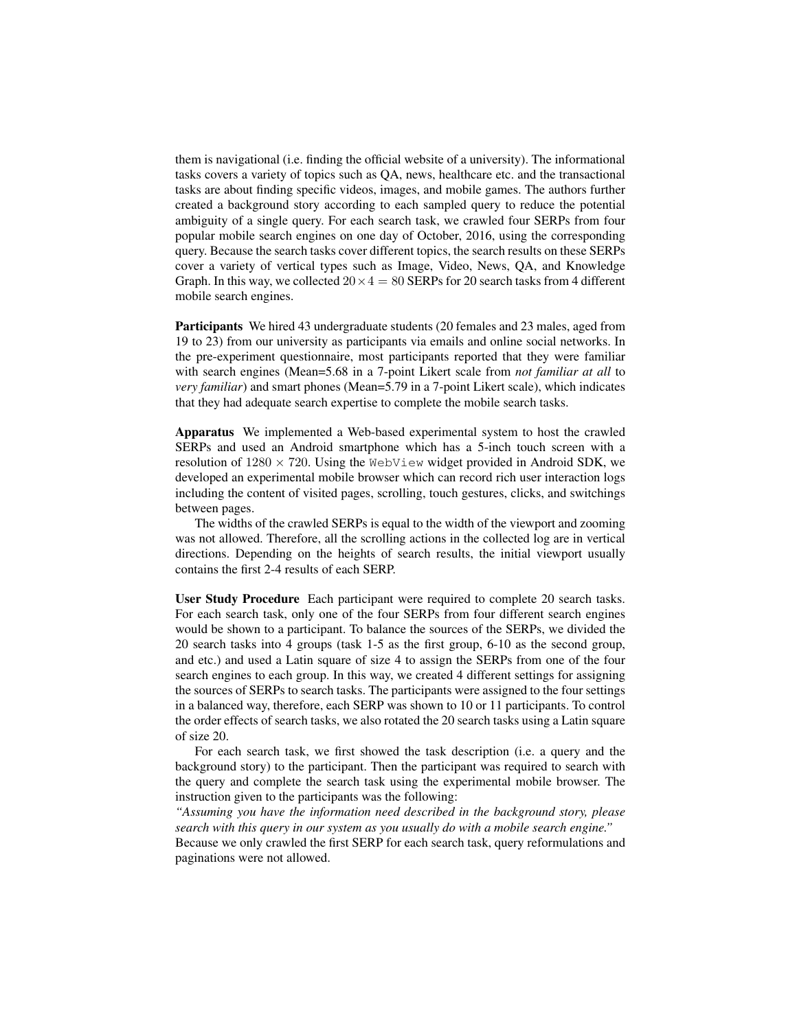them is navigational (i.e. finding the official website of a university). The informational tasks covers a variety of topics such as QA, news, healthcare etc. and the transactional tasks are about finding specific videos, images, and mobile games. The authors further created a background story according to each sampled query to reduce the potential ambiguity of a single query. For each search task, we crawled four SERPs from four popular mobile search engines on one day of October, 2016, using the corresponding query. Because the search tasks cover different topics, the search results on these SERPs cover a variety of vertical types such as Image, Video, News, QA, and Knowledge Graph. In this way, we collected $20 \times 4 = 80$ SERPs for 20 search tasks from 4 different mobile search engines.

**Participants** We hired 43 undergraduate students (20 females and 23 males, aged from 19 to 23) from our university as participants via emails and online social networks. In the pre-experiment questionnaire, most participants reported that they were familiar with search engines (Mean=5.68 in a 7-point Likert scale from *not familiar at all* to *very familiar*) and smart phones (Mean=5.79 in a 7-point Likert scale), which indicates that they had adequate search expertise to complete the mobile search tasks.

**Apparatus** We implemented a Web-based experimental system to host the crawled SERPs and used an Android smartphone which has a 5-inch touch screen with a resolution of $1280 \times 720$. Using the `WebView` widget provided in Android SDK, we developed an experimental mobile browser which can record rich user interaction logs including the content of visited pages, scrolling, touch gestures, clicks, and switchings between pages.

The widths of the crawled SERPs is equal to the width of the viewport and zooming was not allowed. Therefore, all the scrolling actions in the collected log are in vertical directions. Depending on the heights of search results, the initial viewport usually contains the first 2-4 results of each SERP.

**User Study Procedure** Each participant were required to complete 20 search tasks. For each search task, only one of the four SERPs from four different search engines would be shown to a participant. To balance the sources of the SERPs, we divided the 20 search tasks into 4 groups (task 1-5 as the first group, 6-10 as the second group, and etc.) and used a Latin square of size 4 to assign the SERPs from one of the four search engines to each group. In this way, we created 4 different settings for assigning the sources of SERPs to search tasks. The participants were assigned to the four settings in a balanced way, therefore, each SERP was shown to 10 or 11 participants. To control the order effects of search tasks, we also rotated the 20 search tasks using a Latin square of size 20.

For each search task, we first showed the task description (i.e. a query and the background story) to the participant. Then the participant was required to search with the query and complete the search task using the experimental mobile browser. The instruction given to the participants was the following:

*"Assuming you have the information need described in the background story, please search with this query in our system as you usually do with a mobile search engine."*

Because we only crawled the first SERP for each search task, query reformulations and paginations were not allowed.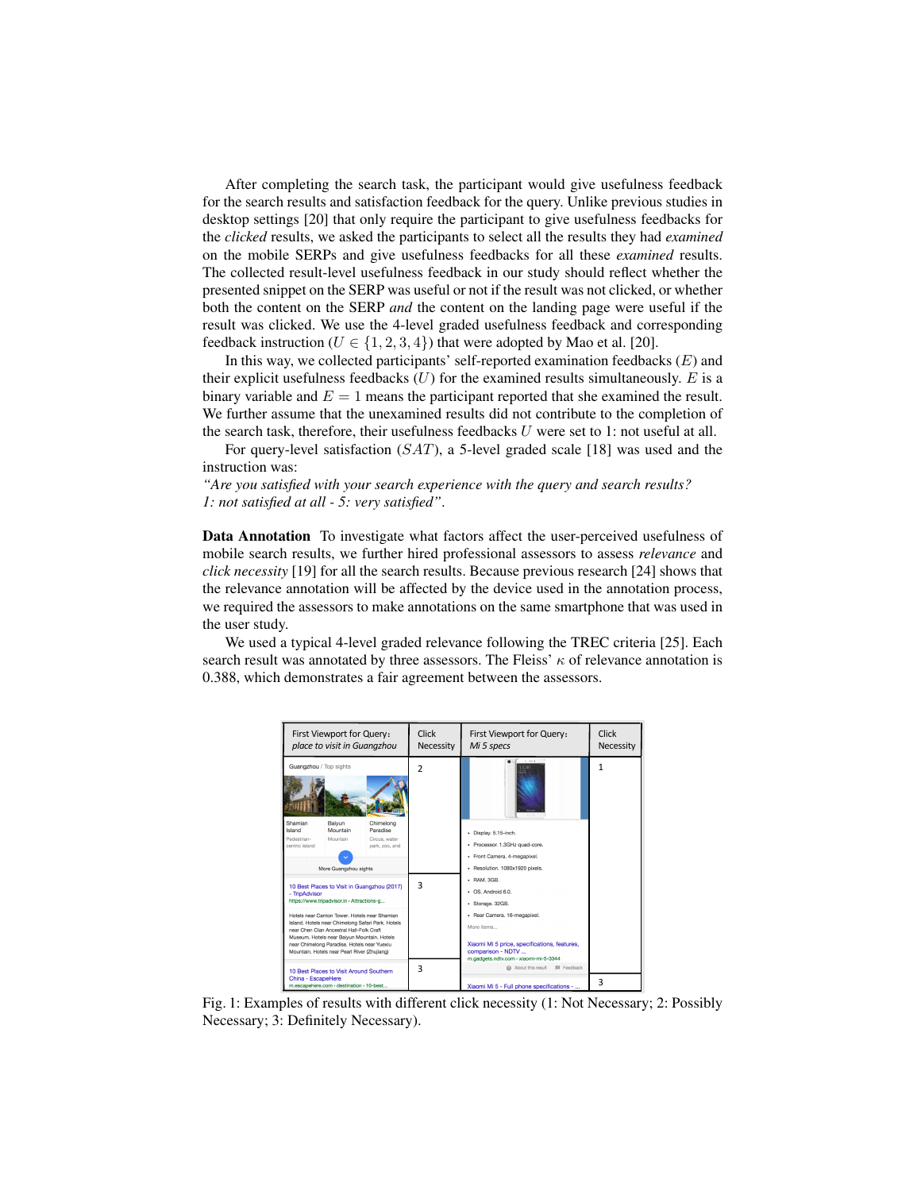After completing the search task, the participant would give usefulness feedback for the search results and satisfaction feedback for the query. Unlike previous studies in desktop settings [20] that only require the participant to give usefulness feedbacks for the *clicked* results, we asked the participants to select all the results they had *examined* on the mobile SERPs and give usefulness feedbacks for all these *examined* results. The collected result-level usefulness feedback in our study should reflect whether the presented snippet on the SERP was useful or not if the result was not clicked, or whether both the content on the SERP *and* the content on the landing page were useful if the result was clicked. We use the 4-level graded usefulness feedback and corresponding feedback instruction ($U \in \{1, 2, 3, 4\}$) that were adopted by Mao et al. [20].

In this way, we collected participants' self-reported examination feedbacks ($E$) and their explicit usefulness feedbacks ($U$) for the examined results simultaneously. $E$ is a binary variable and $E = 1$ means the participant reported that she examined the result. We further assume that the unexamined results did not contribute to the completion of the search task, therefore, their usefulness feedbacks $U$ were set to 1: not useful at all.

For query-level satisfaction ($SAT$), a 5-level graded scale [18] was used and the instruction was:
*"Are you satisfied with your search experience with the query and search results? 1: not satisfied at all - 5: very satisfied"*.

**Data Annotation** To investigate what factors affect the user-perceived usefulness of mobile search results, we further hired professional assessors to assess *relevance* and *click necessity* [19] for all the search results. Because previous research [24] shows that the relevance annotation will be affected by the device used in the annotation process, we required the assessors to make annotations on the same smartphone that was used in the user study.

We used a typical 4-level graded relevance following the TREC criteria [25]. Each search result was annotated by three assessors. The Fleiss' $\kappa$ of relevance annotation is 0.388, which demonstrates a fair agreement between the assessors.

| First Viewport for Query: *place to visit in Guangzhou* | Click Necessity | First Viewport for Query: *Mi 5 specs* | Click Necessity |
|---|---|---|---|
| Guangzhou / Top sights (Shamian Island, Baiyun Mountain, Chimelong Paradise; More Guangzhou sights) | 2 | Display. 5.15-inch. Processor. 1.3GHz quad-core. Front Camera. 4-megapixel. Resolution. 1080x1920 pixels. RAM. 3GB. OS. Android 6.0. Storage. 32GB. Rear Camera. 16-megapixel. More items... Xiaomi Mi 5 price, specifications, features, comparison - NDTV ... | 1 |
| 10 Best Places to Visit in Guangzhou (2017) - TripAdvisor | 3 | | |
| 10 Best Places to Visit Around Southern China - EscapeHere | 3 | Xiaomi Mi 5 - Full phone specifications - ... | 3 |

Fig. 1: Examples of results with different click necessity (1: Not Necessary; 2: Possibly Necessary; 3: Definitely Necessary).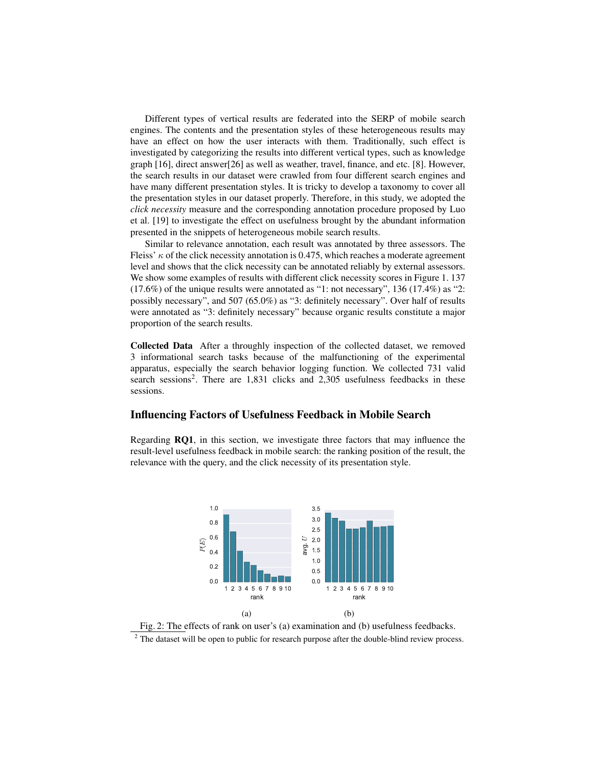Different types of vertical results are federated into the SERP of mobile search engines. The contents and the presentation styles of these heterogeneous results may have an effect on how the user interacts with them. Traditionally, such effect is investigated by categorizing the results into different vertical types, such as knowledge graph [16], direct answer[26] as well as weather, travel, finance, and etc. [8]. However, the search results in our dataset were crawled from four different search engines and have many different presentation styles. It is tricky to develop a taxonomy to cover all the presentation styles in our dataset properly. Therefore, in this study, we adopted the *click necessity* measure and the corresponding annotation procedure proposed by Luo et al. [19] to investigate the effect on usefulness brought by the abundant information presented in the snippets of heterogeneous mobile search results.

Similar to relevance annotation, each result was annotated by three assessors. The Fleiss' $\kappa$ of the click necessity annotation is 0.475, which reaches a moderate agreement level and shows that the click necessity can be annotated reliably by external assessors. We show some examples of results with different click necessity scores in Figure 1. 137 (17.6%) of the unique results were annotated as "1: not necessary", 136 (17.4%) as "2: possibly necessary", and 507 (65.0%) as "3: definitely necessary". Over half of results were annotated as "3: definitely necessary" because organic results constitute a major proportion of the search results.

**Collected Data** After a throughly inspection of the collected dataset, we removed 3 informational search tasks because of the malfunctioning of the experimental apparatus, especially the search behavior logging function. We collected 731 valid search sessions[2]. There are 1,831 clicks and 2,305 usefulness feedbacks in these sessions.

## Influencing Factors of Usefulness Feedback in Mobile Search

Regarding **RQ1**, in this section, we investigate three factors that may influence the result-level usefulness feedback in mobile search: the ranking position of the result, the relevance with the query, and the click necessity of its presentation style.

(a) (b)

Fig. 2: The effects of rank on user's (a) examination and (b) usefulness feedbacks.

[2] The dataset will be open to public for research purpose after the double-blind review process.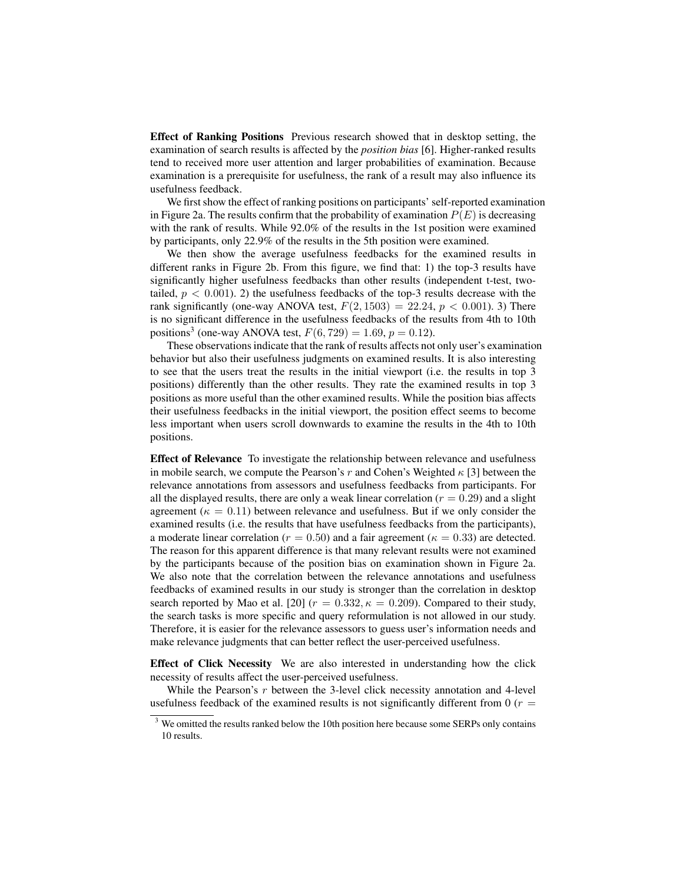**Effect of Ranking Positions** Previous research showed that in desktop setting, the examination of search results is affected by the *position bias* [6]. Higher-ranked results tend to received more user attention and larger probabilities of examination. Because examination is a prerequisite for usefulness, the rank of a result may also influence its usefulness feedback.

We first show the effect of ranking positions on participants' self-reported examination in Figure 2a. The results confirm that the probability of examination $P(E)$ is decreasing with the rank of results. While 92.0% of the results in the 1st position were examined by participants, only 22.9% of the results in the 5th position were examined.

We then show the average usefulness feedbacks for the examined results in different ranks in Figure 2b. From this figure, we find that: 1) the top-3 results have significantly higher usefulness feedbacks than other results (independent t-test, two-tailed, $p < 0.001$). 2) the usefulness feedbacks of the top-3 results decrease with the rank significantly (one-way ANOVA test, $F(2, 1503) = 22.24$, $p < 0.001$). 3) There is no significant difference in the usefulness feedbacks of the results from 4th to 10th positions[3] (one-way ANOVA test, $F(6, 729) = 1.69$, $p = 0.12$).

These observations indicate that the rank of results affects not only user's examination behavior but also their usefulness judgments on examined results. It is also interesting to see that the users treat the results in the initial viewport (i.e. the results in top 3 positions) differently than the other results. They rate the examined results in top 3 positions as more useful than the other examined results. While the position bias affects their usefulness feedbacks in the initial viewport, the position effect seems to become less important when users scroll downwards to examine the results in the 4th to 10th positions.

**Effect of Relevance** To investigate the relationship between relevance and usefulness in mobile search, we compute the Pearson's $r$ and Cohen's Weighted $\kappa$ [3] between the relevance annotations from assessors and usefulness feedbacks from participants. For all the displayed results, there are only a weak linear correlation ($r = 0.29$) and a slight agreement ($\kappa = 0.11$) between relevance and usefulness. But if we only consider the examined results (i.e. the results that have usefulness feedbacks from the participants), a moderate linear correlation ($r = 0.50$) and a fair agreement ($\kappa = 0.33$) are detected. The reason for this apparent difference is that many relevant results were not examined by the participants because of the position bias on examination shown in Figure 2a. We also note that the correlation between the relevance annotations and usefulness feedbacks of examined results in our study is stronger than the correlation in desktop search reported by Mao et al. [20] ($r = 0.332, \kappa = 0.209$). Compared to their study, the search tasks is more specific and query reformulation is not allowed in our study. Therefore, it is easier for the relevance assessors to guess user's information needs and make relevance judgments that can better reflect the user-perceived usefulness.

**Effect of Click Necessity** We are also interested in understanding how the click necessity of results affect the user-perceived usefulness.

While the Pearson's $r$ between the 3-level click necessity annotation and 4-level usefulness feedback of the examined results is not significantly different from 0 ($r =$

---

[3] We omitted the results ranked below the 10th position here because some SERPs only contains 10 results.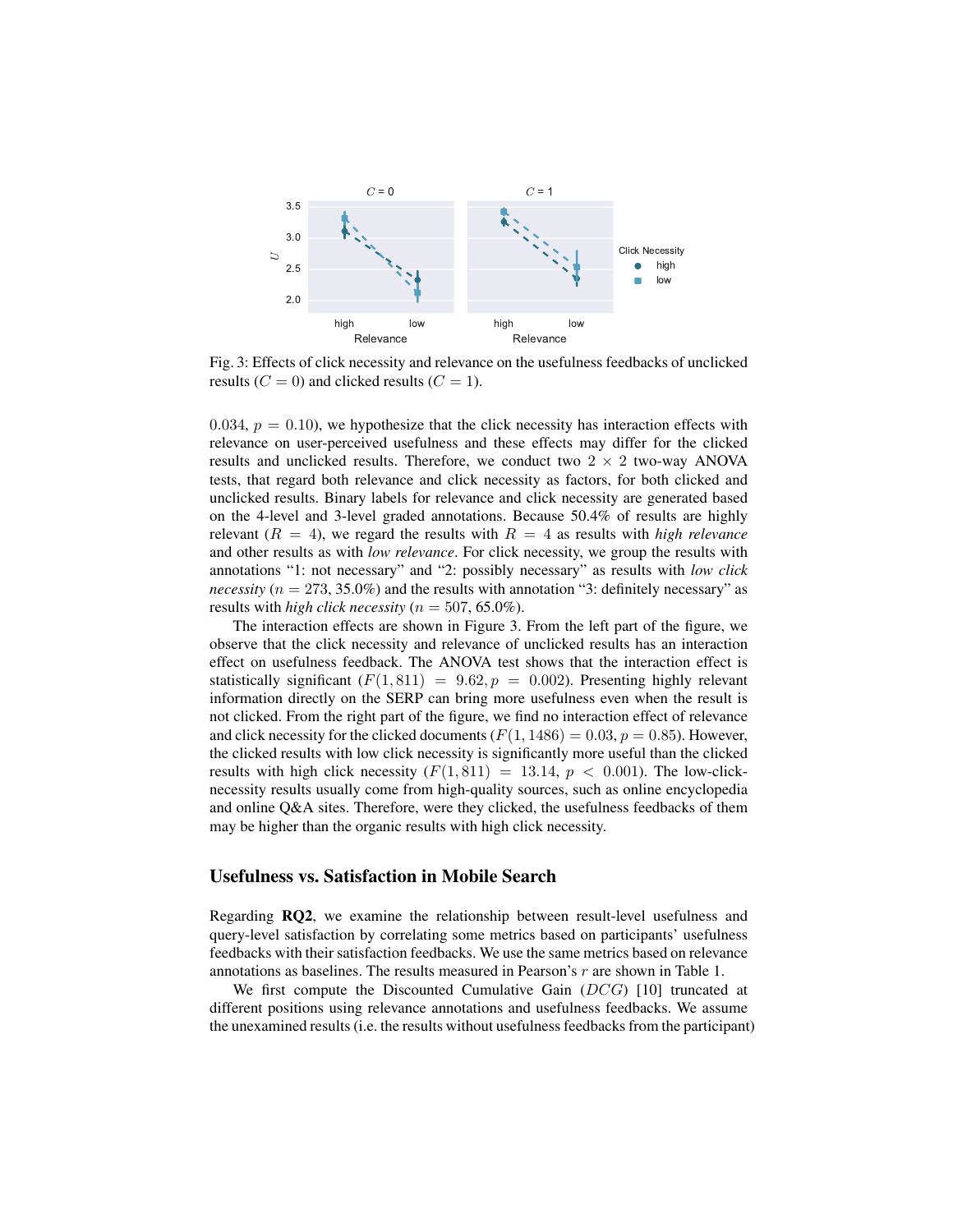Fig. 3: Effects of click necessity and relevance on the usefulness feedbacks of unclicked results ($C = 0$) and clicked results ($C = 1$).

$0.034$, $p = 0.10$), we hypothesize that the click necessity has interaction effects with relevance on user-perceived usefulness and these effects may differ for the clicked results and unclicked results. Therefore, we conduct two $2 \times 2$ two-way ANOVA tests, that regard both relevance and click necessity as factors, for both clicked and unclicked results. Binary labels for relevance and click necessity are generated based on the 4-level and 3-level graded annotations. Because 50.4% of results are highly relevant ($R = 4$), we regard the results with $R = 4$ as results with *high relevance* and other results as with *low relevance*. For click necessity, we group the results with annotations "1: not necessary" and "2: possibly necessary" as results with *low click necessity* ($n = 273$, 35.0%) and the results with annotation "3: definitely necessary" as results with *high click necessity* ($n = 507$, 65.0%).

The interaction effects are shown in Figure 3. From the left part of the figure, we observe that the click necessity and relevance of unclicked results has an interaction effect on usefulness feedback. The ANOVA test shows that the interaction effect is statistically significant ($F(1, 811) = 9.62, p = 0.002$). Presenting highly relevant information directly on the SERP can bring more usefulness even when the result is not clicked. From the right part of the figure, we find no interaction effect of relevance and click necessity for the clicked documents ($F(1, 1486) = 0.03, p = 0.85$). However, the clicked results with low click necessity is significantly more useful than the clicked results with high click necessity ($F(1, 811) = 13.14$, $p < 0.001$). The low-click-necessity results usually come from high-quality sources, such as online encyclopedia and online Q&A sites. Therefore, were they clicked, the usefulness feedbacks of them may be higher than the organic results with high click necessity.

## Usefulness vs. Satisfaction in Mobile Search

Regarding **RQ2**, we examine the relationship between result-level usefulness and query-level satisfaction by correlating some metrics based on participants' usefulness feedbacks with their satisfaction feedbacks. We use the same metrics based on relevance annotations as baselines. The results measured in Pearson's $r$ are shown in Table 1.

We first compute the Discounted Cumulative Gain ($DCG$) [10] truncated at different positions using relevance annotations and usefulness feedbacks. We assume the unexamined results (i.e. the results without usefulness feedbacks from the participant)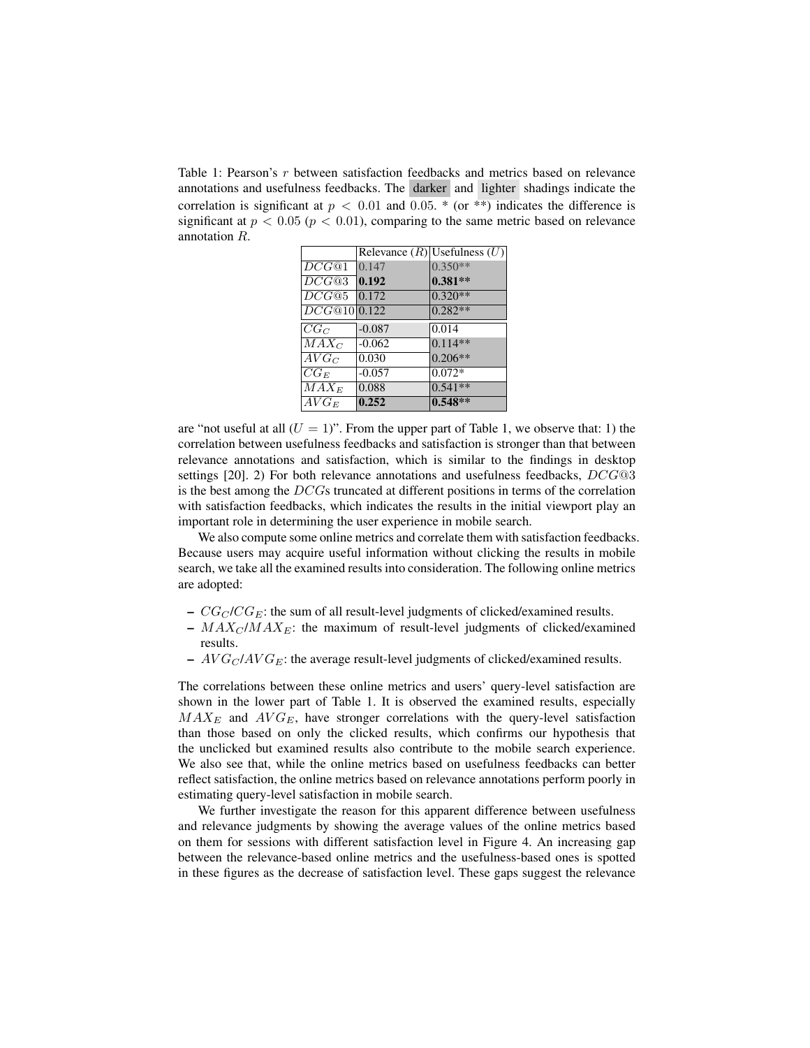Table 1: Pearson's $r$ between satisfaction feedbacks and metrics based on relevance annotations and usefulness feedbacks. The darker and lighter shadings indicate the correlation is significant at $p < 0.01$ and $0.05$. * (or **) indicates the difference is significant at $p < 0.05$ ($p < 0.01$), comparing to the same metric based on relevance annotation $R$.

| | Relevance ($R$) | Usefulness ($U$) |
|---|---|---|
| $DCG@1$ | 0.147 | 0.350** |
| $DCG@3$ | **0.192** | **0.381\*\*** |
| $DCG@5$ | 0.172 | 0.320** |
| $DCG@10$ | 0.122 | 0.282** |
| $CG_C$ | -0.087 | 0.014 |
| $MAX_C$ | -0.062 | 0.114** |
| $AVG_C$ | 0.030 | 0.206** |
| $CG_E$ | -0.057 | 0.072* |
| $MAX_E$ | 0.088 | 0.541** |
| $AVG_E$ | **0.252** | **0.548\*\*** |

are "not useful at all ($U = 1$)". From the upper part of Table 1, we observe that: 1) the correlation between usefulness feedbacks and satisfaction is stronger than that between relevance annotations and satisfaction, which is similar to the findings in desktop settings [20]. 2) For both relevance annotations and usefulness feedbacks, $DCG@3$ is the best among the $DCG$s truncated at different positions in terms of the correlation with satisfaction feedbacks, which indicates the results in the initial viewport play an important role in determining the user experience in mobile search.

We also compute some online metrics and correlate them with satisfaction feedbacks. Because users may acquire useful information without clicking the results in mobile search, we take all the examined results into consideration. The following online metrics are adopted:

- $CG_C$/$CG_E$: the sum of all result-level judgments of clicked/examined results.
- $MAX_C$/$MAX_E$: the maximum of result-level judgments of clicked/examined results.
- $AVG_C$/$AVG_E$: the average result-level judgments of clicked/examined results.

The correlations between these online metrics and users' query-level satisfaction are shown in the lower part of Table 1. It is observed the examined results, especially $MAX_E$ and $AVG_E$, have stronger correlations with the query-level satisfaction than those based on only the clicked results, which confirms our hypothesis that the unclicked but examined results also contribute to the mobile search experience. We also see that, while the online metrics based on usefulness feedbacks can better reflect satisfaction, the online metrics based on relevance annotations perform poorly in estimating query-level satisfaction in mobile search.

We further investigate the reason for this apparent difference between usefulness and relevance judgments by showing the average values of the online metrics based on them for sessions with different satisfaction level in Figure 4. An increasing gap between the relevance-based online metrics and the usefulness-based ones is spotted in these figures as the decrease of satisfaction level. These gaps suggest the relevance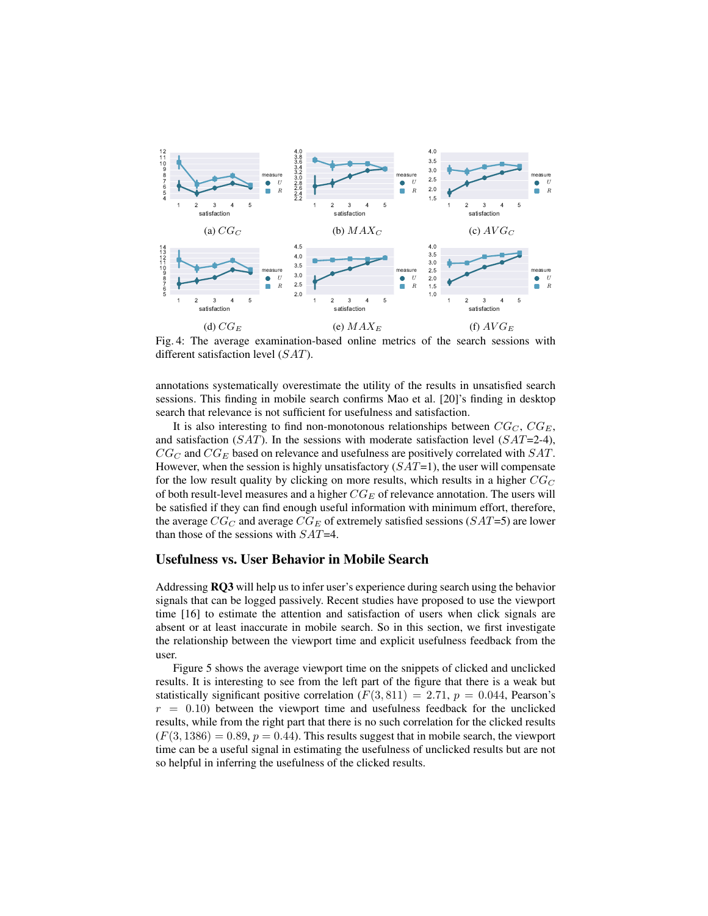(a) $CG_C$

(b) $MAX_C$

(c) $AVG_C$

(d) $CG_E$

(e) $MAX_E$

(f) $AVG_E$

Fig. 4: The average examination-based online metrics of the search sessions with different satisfaction level ($SAT$).

annotations systematically overestimate the utility of the results in unsatisfied search sessions. This finding in mobile search confirms Mao et al. [20]'s finding in desktop search that relevance is not sufficient for usefulness and satisfaction.

It is also interesting to find non-monotonous relationships between $CG_C$, $CG_E$, and satisfaction ($SAT$). In the sessions with moderate satisfaction level ($SAT$=2-4), $CG_C$ and $CG_E$ based on relevance and usefulness are positively correlated with $SAT$. However, when the session is highly unsatisfactory ($SAT$=1), the user will compensate for the low result quality by clicking on more results, which results in a higher $CG_C$ of both result-level measures and a higher $CG_E$ of relevance annotation. The users will be satisfied if they can find enough useful information with minimum effort, therefore, the average $CG_C$ and average $CG_E$ of extremely satisfied sessions ($SAT$=5) are lower than those of the sessions with $SAT$=4.

## Usefulness vs. User Behavior in Mobile Search

Addressing **RQ3** will help us to infer user's experience during search using the behavior signals that can be logged passively. Recent studies have proposed to use the viewport time [16] to estimate the attention and satisfaction of users when click signals are absent or at least inaccurate in mobile search. So in this section, we first investigate the relationship between the viewport time and explicit usefulness feedback from the user.

Figure 5 shows the average viewport time on the snippets of clicked and unclicked results. It is interesting to see from the left part of the figure that there is a weak but statistically significant positive correlation ($F(3, 811) = 2.71$, $p = 0.044$, Pearson's $r = 0.10$) between the viewport time and usefulness feedback for the unclicked results, while from the right part that there is no such correlation for the clicked results ($F(3, 1386) = 0.89$, $p = 0.44$). This results suggest that in mobile search, the viewport time can be a useful signal in estimating the usefulness of unclicked results but are not so helpful in inferring the usefulness of the clicked results.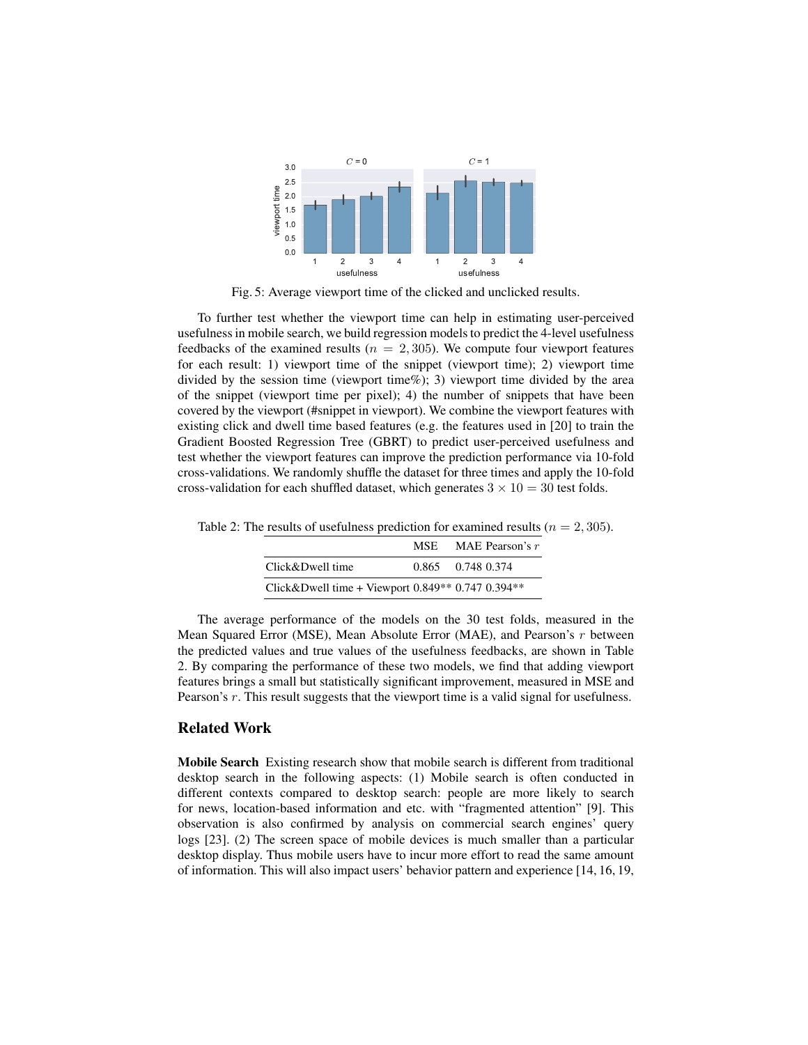Fig. 5: Average viewport time of the clicked and unclicked results.

To further test whether the viewport time can help in estimating user-perceived usefulness in mobile search, we build regression models to predict the 4-level usefulness feedbacks of the examined results ($n = 2,305$). We compute four viewport features for each result: 1) viewport time of the snippet (viewport time); 2) viewport time divided by the session time (viewport time%); 3) viewport time divided by the area of the snippet (viewport time per pixel); 4) the number of snippets that have been covered by the viewport (#snippet in viewport). We combine the viewport features with existing click and dwell time based features (e.g. the features used in [20] to train the Gradient Boosted Regression Tree (GBRT) to predict user-perceived usefulness and test whether the viewport features can improve the prediction performance via 10-fold cross-validations. We randomly shuffle the dataset for three times and apply the 10-fold cross-validation for each shuffled dataset, which generates $3 \times 10 = 30$ test folds.

Table 2: The results of usefulness prediction for examined results ($n = 2,305$).

| | MSE | MAE | Pearson's $r$ |
|---|---|---|---|
| Click&Dwell time | 0.865 | 0.748 | 0.374 |
| Click&Dwell time + Viewport | 0.849** | 0.747 | 0.394** |

The average performance of the models on the 30 test folds, measured in the Mean Squared Error (MSE), Mean Absolute Error (MAE), and Pearson's $r$ between the predicted values and true values of the usefulness feedbacks, are shown in Table 2. By comparing the performance of these two models, we find that adding viewport features brings a small but statistically significant improvement, measured in MSE and Pearson's $r$. This result suggests that the viewport time is a valid signal for usefulness.

## Related Work

**Mobile Search** Existing research show that mobile search is different from traditional desktop search in the following aspects: (1) Mobile search is often conducted in different contexts compared to desktop search: people are more likely to search for news, location-based information and etc. with "fragmented attention" [9]. This observation is also confirmed by analysis on commercial search engines' query logs [23]. (2) The screen space of mobile devices is much smaller than a particular desktop display. Thus mobile users have to incur more effort to read the same amount of information. This will also impact users' behavior pattern and experience [14, 16, 19,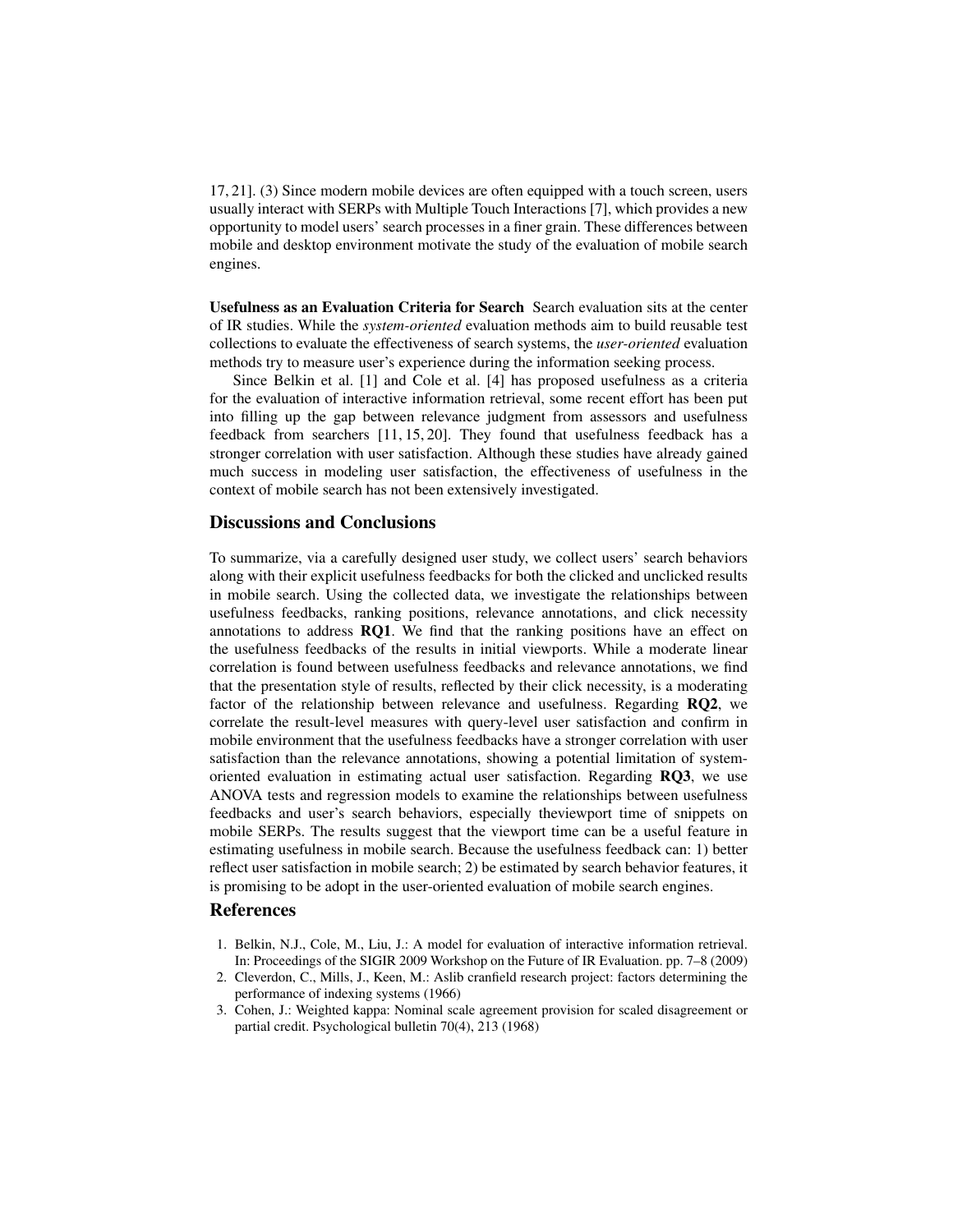17, 21]. (3) Since modern mobile devices are often equipped with a touch screen, users usually interact with SERPs with Multiple Touch Interactions [7], which provides a new opportunity to model users' search processes in a finer grain. These differences between mobile and desktop environment motivate the study of the evaluation of mobile search engines.

**Usefulness as an Evaluation Criteria for Search** Search evaluation sits at the center of IR studies. While the *system-oriented* evaluation methods aim to build reusable test collections to evaluate the effectiveness of search systems, the *user-oriented* evaluation methods try to measure user's experience during the information seeking process.

Since Belkin et al. [1] and Cole et al. [4] has proposed usefulness as a criteria for the evaluation of interactive information retrieval, some recent effort has been put into filling up the gap between relevance judgment from assessors and usefulness feedback from searchers [11, 15, 20]. They found that usefulness feedback has a stronger correlation with user satisfaction. Although these studies have already gained much success in modeling user satisfaction, the effectiveness of usefulness in the context of mobile search has not been extensively investigated.

## Discussions and Conclusions

To summarize, via a carefully designed user study, we collect users' search behaviors along with their explicit usefulness feedbacks for both the clicked and unclicked results in mobile search. Using the collected data, we investigate the relationships between usefulness feedbacks, ranking positions, relevance annotations, and click necessity annotations to address **RQ1**. We find that the ranking positions have an effect on the usefulness feedbacks of the results in initial viewports. While a moderate linear correlation is found between usefulness feedbacks and relevance annotations, we find that the presentation style of results, reflected by their click necessity, is a moderating factor of the relationship between relevance and usefulness. Regarding **RQ2**, we correlate the result-level measures with query-level user satisfaction and confirm in mobile environment that the usefulness feedbacks have a stronger correlation with user satisfaction than the relevance annotations, showing a potential limitation of system-oriented evaluation in estimating actual user satisfaction. Regarding **RQ3**, we use ANOVA tests and regression models to examine the relationships between usefulness feedbacks and user's search behaviors, especially theviewport time of snippets on mobile SERPs. The results suggest that the viewport time can be a useful feature in estimating usefulness in mobile search. Because the usefulness feedback can: 1) better reflect user satisfaction in mobile search; 2) be estimated by search behavior features, it is promising to be adopt in the user-oriented evaluation of mobile search engines.

## References

1. Belkin, N.J., Cole, M., Liu, J.: A model for evaluation of interactive information retrieval. In: Proceedings of the SIGIR 2009 Workshop on the Future of IR Evaluation. pp. 7–8 (2009)
2. Cleverdon, C., Mills, J., Keen, M.: Aslib cranfield research project: factors determining the performance of indexing systems (1966)
3. Cohen, J.: Weighted kappa: Nominal scale agreement provision for scaled disagreement or partial credit. Psychological bulletin 70(4), 213 (1968)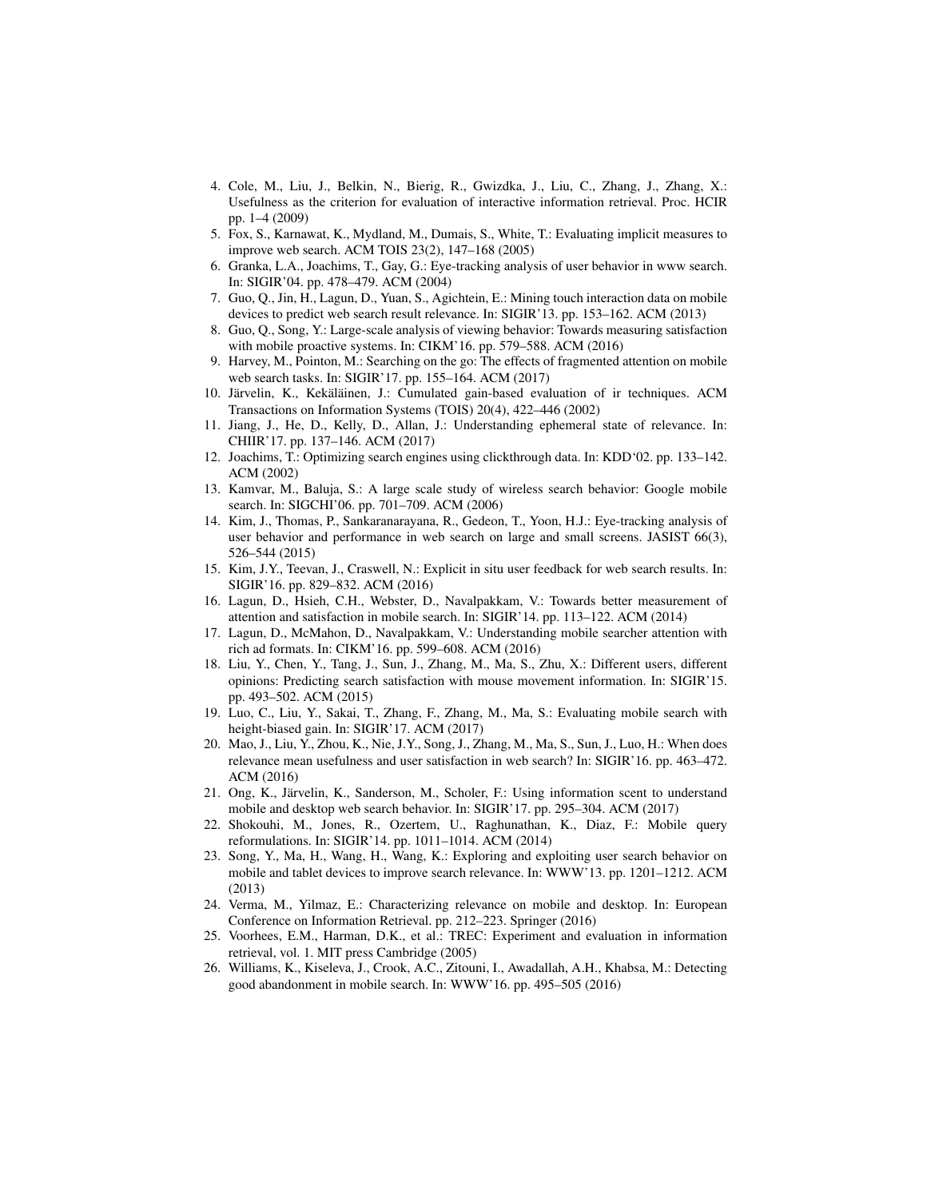4. Cole, M., Liu, J., Belkin, N., Bierig, R., Gwizdka, J., Liu, C., Zhang, J., Zhang, X.: Usefulness as the criterion for evaluation of interactive information retrieval. Proc. HCIR pp. 1–4 (2009)
5. Fox, S., Karnawat, K., Mydland, M., Dumais, S., White, T.: Evaluating implicit measures to improve web search. ACM TOIS 23(2), 147–168 (2005)
6. Granka, L.A., Joachims, T., Gay, G.: Eye-tracking analysis of user behavior in www search. In: SIGIR'04. pp. 478–479. ACM (2004)
7. Guo, Q., Jin, H., Lagun, D., Yuan, S., Agichtein, E.: Mining touch interaction data on mobile devices to predict web search result relevance. In: SIGIR'13. pp. 153–162. ACM (2013)
8. Guo, Q., Song, Y.: Large-scale analysis of viewing behavior: Towards measuring satisfaction with mobile proactive systems. In: CIKM'16. pp. 579–588. ACM (2016)
9. Harvey, M., Pointon, M.: Searching on the go: The effects of fragmented attention on mobile web search tasks. In: SIGIR'17. pp. 155–164. ACM (2017)
10. Järvelin, K., Kekäläinen, J.: Cumulated gain-based evaluation of ir techniques. ACM Transactions on Information Systems (TOIS) 20(4), 422–446 (2002)
11. Jiang, J., He, D., Kelly, D., Allan, J.: Understanding ephemeral state of relevance. In: CHIIR'17. pp. 137–146. ACM (2017)
12. Joachims, T.: Optimizing search engines using clickthrough data. In: KDD'02. pp. 133–142. ACM (2002)
13. Kamvar, M., Baluja, S.: A large scale study of wireless search behavior: Google mobile search. In: SIGCHI'06. pp. 701–709. ACM (2006)
14. Kim, J., Thomas, P., Sankaranarayana, R., Gedeon, T., Yoon, H.J.: Eye-tracking analysis of user behavior and performance in web search on large and small screens. JASIST 66(3), 526–544 (2015)
15. Kim, J.Y., Teevan, J., Craswell, N.: Explicit in situ user feedback for web search results. In: SIGIR'16. pp. 829–832. ACM (2016)
16. Lagun, D., Hsieh, C.H., Webster, D., Navalpakkam, V.: Towards better measurement of attention and satisfaction in mobile search. In: SIGIR'14. pp. 113–122. ACM (2014)
17. Lagun, D., McMahon, D., Navalpakkam, V.: Understanding mobile searcher attention with rich ad formats. In: CIKM'16. pp. 599–608. ACM (2016)
18. Liu, Y., Chen, Y., Tang, J., Sun, J., Zhang, M., Ma, S., Zhu, X.: Different users, different opinions: Predicting search satisfaction with mouse movement information. In: SIGIR'15. pp. 493–502. ACM (2015)
19. Luo, C., Liu, Y., Sakai, T., Zhang, F., Zhang, M., Ma, S.: Evaluating mobile search with height-biased gain. In: SIGIR'17. ACM (2017)
20. Mao, J., Liu, Y., Zhou, K., Nie, J.Y., Song, J., Zhang, M., Ma, S., Sun, J., Luo, H.: When does relevance mean usefulness and user satisfaction in web search? In: SIGIR'16. pp. 463–472. ACM (2016)
21. Ong, K., Järvelin, K., Sanderson, M., Scholer, F.: Using information scent to understand mobile and desktop web search behavior. In: SIGIR'17. pp. 295–304. ACM (2017)
22. Shokouhi, M., Jones, R., Ozertem, U., Raghunathan, K., Diaz, F.: Mobile query reformulations. In: SIGIR'14. pp. 1011–1014. ACM (2014)
23. Song, Y., Ma, H., Wang, H., Wang, K.: Exploring and exploiting user search behavior on mobile and tablet devices to improve search relevance. In: WWW'13. pp. 1201–1212. ACM (2013)
24. Verma, M., Yilmaz, E.: Characterizing relevance on mobile and desktop. In: European Conference on Information Retrieval. pp. 212–223. Springer (2016)
25. Voorhees, E.M., Harman, D.K., et al.: TREC: Experiment and evaluation in information retrieval, vol. 1. MIT press Cambridge (2005)
26. Williams, K., Kiseleva, J., Crook, A.C., Zitouni, I., Awadallah, A.H., Khabsa, M.: Detecting good abandonment in mobile search. In: WWW'16. pp. 495–505 (2016)